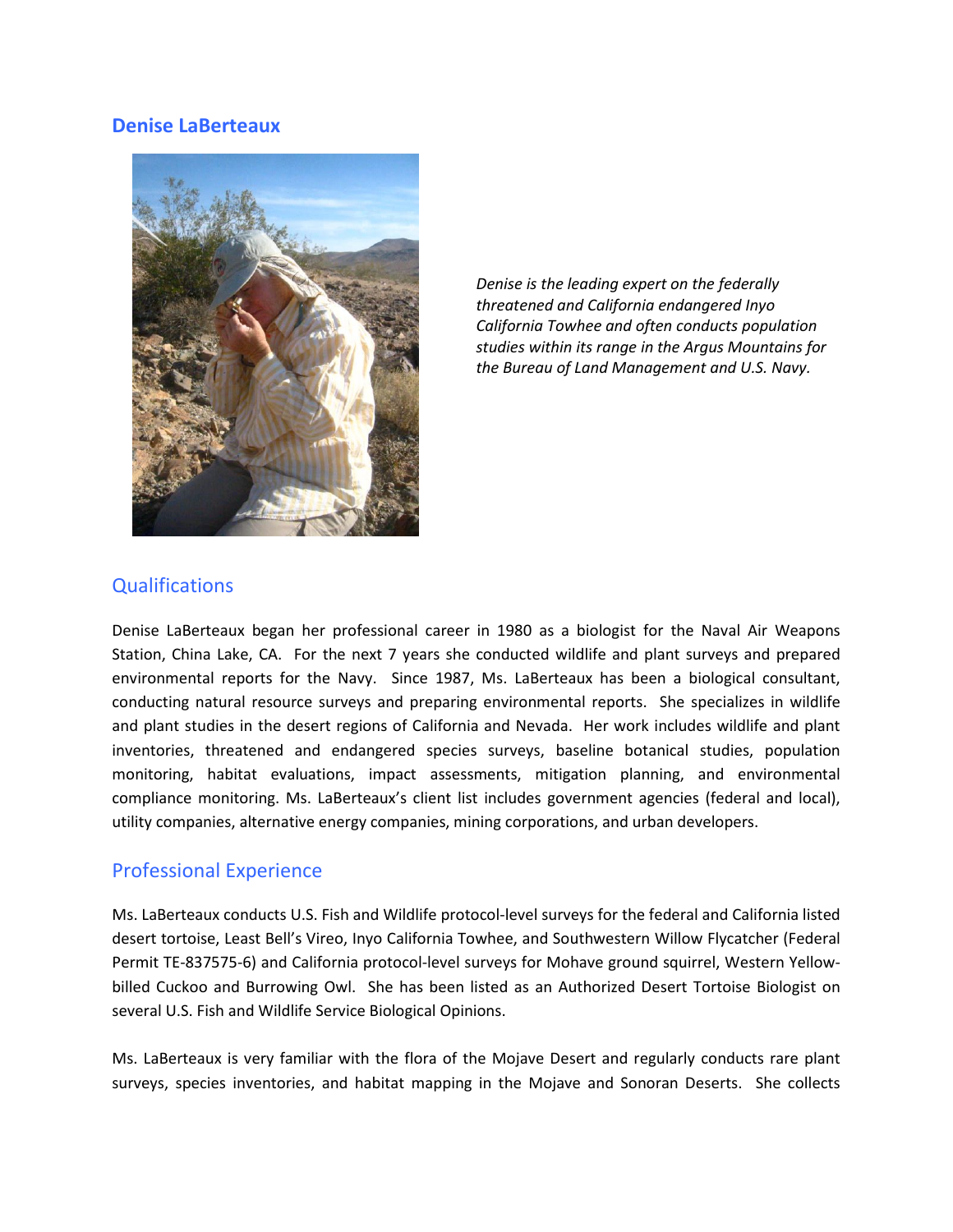## Denise LaBerteaux

*Denise is the leading expert on the federally threatened and California endangered Inyo California Towhee and often conducts population studies within its range in the Argus Mountains for the Bureau of Land Management and U.S. Navy.*

### Qualifications

Denise LaBerteaux began her professional career in 1980 as a biologist for the Naval Air Weapons Station, China Lake, CA. For the next 7 years she conducted wildlife and plant surveys and prepared environmental reports for the Navy. Since 1987, Ms. LaBerteaux has been a biological consultant, conducting natural resource surveys and preparing environmental reports. She specializes in wildlife and plant studies in the desert regions of California and Nevada. Her work includes wildlife and plant inventories, threatened and endangered species surveys, baseline botanical studies, population monitoring, habitat evaluations, impact assessments, mitigation planning, and environmental compliance monitoring. Ms. LaBerteaux's client list includes government agencies (federal and local), utility companies, alternative energy companies, mining corporations, and urban developers.

### Professional Experience

Ms. LaBerteaux conducts U.S. Fish and Wildlife protocol-level surveys for the federal and California listed desert tortoise, Least Bell's Vireo, Inyo California Towhee, and Southwestern Willow Flycatcher (Federal Permit TE-837575-6) and California protocol-level surveys for Mohave ground squirrel, Western Yellow-billed Cuckoo and Burrowing Owl. She has been listed as an Authorized Desert Tortoise Biologist on several U.S. Fish and Wildlife Service Biological Opinions.

Ms. LaBerteaux is very familiar with the flora of the Mojave Desert and regularly conducts rare plant surveys, species inventories, and habitat mapping in the Mojave and Sonoran Deserts. She collects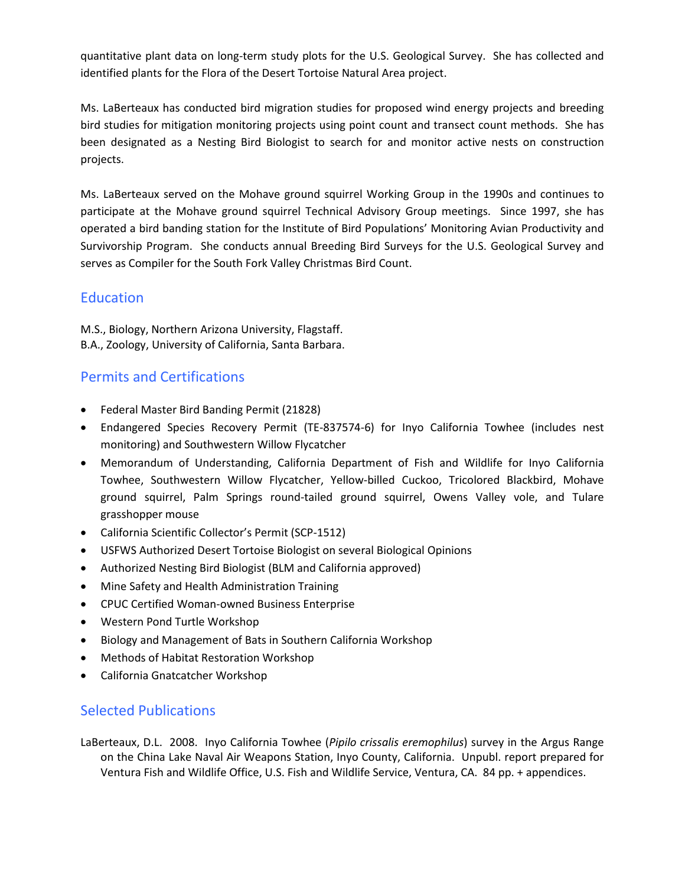quantitative plant data on long-term study plots for the U.S. Geological Survey. She has collected and identified plants for the Flora of the Desert Tortoise Natural Area project.

Ms. LaBerteaux has conducted bird migration studies for proposed wind energy projects and breeding bird studies for mitigation monitoring projects using point count and transect count methods. She has been designated as a Nesting Bird Biologist to search for and monitor active nests on construction projects.

Ms. LaBerteaux served on the Mohave ground squirrel Working Group in the 1990s and continues to participate at the Mohave ground squirrel Technical Advisory Group meetings. Since 1997, she has operated a bird banding station for the Institute of Bird Populations' Monitoring Avian Productivity and Survivorship Program. She conducts annual Breeding Bird Surveys for the U.S. Geological Survey and serves as Compiler for the South Fork Valley Christmas Bird Count.

## Education

M.S., Biology, Northern Arizona University, Flagstaff.
B.A., Zoology, University of California, Santa Barbara.

## Permits and Certifications

- Federal Master Bird Banding Permit (21828)
- Endangered Species Recovery Permit (TE-837574-6) for Inyo California Towhee (includes nest monitoring) and Southwestern Willow Flycatcher
- Memorandum of Understanding, California Department of Fish and Wildlife for Inyo California Towhee, Southwestern Willow Flycatcher, Yellow-billed Cuckoo, Tricolored Blackbird, Mohave ground squirrel, Palm Springs round-tailed ground squirrel, Owens Valley vole, and Tulare grasshopper mouse
- California Scientific Collector's Permit (SCP-1512)
- USFWS Authorized Desert Tortoise Biologist on several Biological Opinions
- Authorized Nesting Bird Biologist (BLM and California approved)
- Mine Safety and Health Administration Training
- CPUC Certified Woman-owned Business Enterprise
- Western Pond Turtle Workshop
- Biology and Management of Bats in Southern California Workshop
- Methods of Habitat Restoration Workshop
- California Gnatcatcher Workshop

## Selected Publications

LaBerteaux, D.L. 2008. Inyo California Towhee (*Pipilo crissalis eremophilus*) survey in the Argus Range on the China Lake Naval Air Weapons Station, Inyo County, California. Unpubl. report prepared for Ventura Fish and Wildlife Office, U.S. Fish and Wildlife Service, Ventura, CA. 84 pp. + appendices.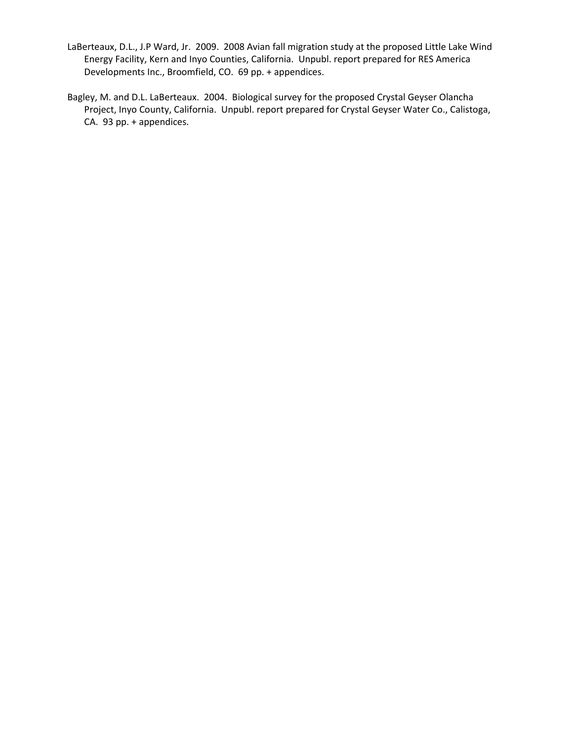LaBerteaux, D.L., J.P Ward, Jr. 2009. 2008 Avian fall migration study at the proposed Little Lake Wind Energy Facility, Kern and Inyo Counties, California. Unpubl. report prepared for RES America Developments Inc., Broomfield, CO. 69 pp. + appendices.

Bagley, M. and D.L. LaBerteaux. 2004. Biological survey for the proposed Crystal Geyser Olancha Project, Inyo County, California. Unpubl. report prepared for Crystal Geyser Water Co., Calistoga, CA. 93 pp. + appendices.